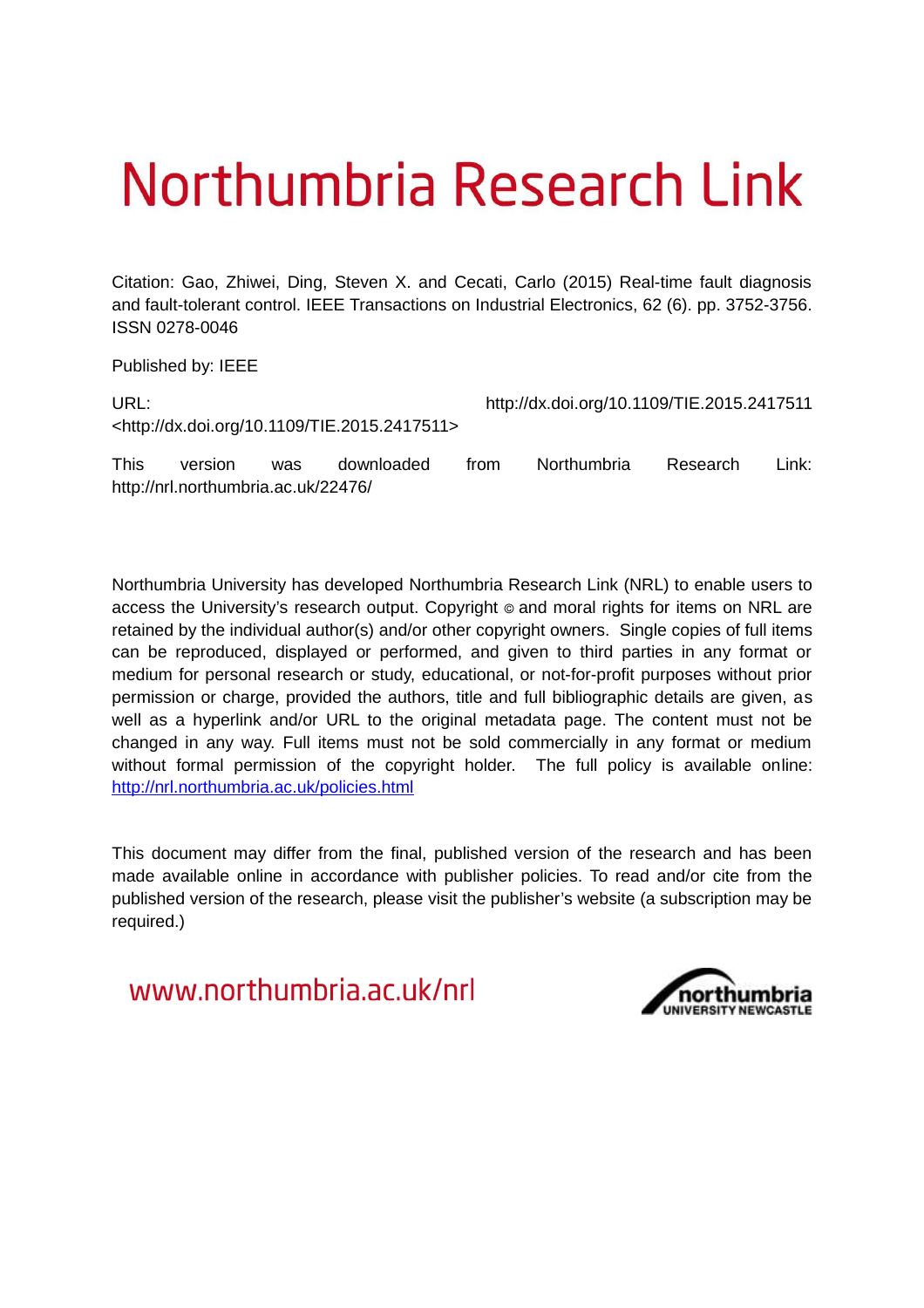# Northumbria Research Link

Citation: Gao, Zhiwei, Ding, Steven X. and Cecati, Carlo (2015) Real-time fault diagnosis and fault-tolerant control. IEEE Transactions on Industrial Electronics, 62 (6). pp. 3752-3756. ISSN 0278-0046

Published by: IEEE

URL: http://dx.doi.org/10.1109/TIE.2015.2417511 <http://dx.doi.org/10.1109/TIE.2015.2417511>

This version was downloaded from Northumbria Research Link: http://nrl.northumbria.ac.uk/22476/

Northumbria University has developed Northumbria Research Link (NRL) to enable users to access the University's research output. Copyright © and moral rights for items on NRL are retained by the individual author(s) and/or other copyright owners. Single copies of full items can be reproduced, displayed or performed, and given to third parties in any format or medium for personal research or study, educational, or not-for-profit purposes without prior permission or charge, provided the authors, title and full bibliographic details are given, as well as a hyperlink and/or URL to the original metadata page. The content must not be changed in any way. Full items must not be sold commercially in any format or medium without formal permission of the copyright holder. The full policy is available online: [http://nrl.northumbria.ac.uk/policies.html](http://nrl.northumbria.ac.uk/policies.html)

This document may differ from the final, published version of the research and has been made available online in accordance with publisher policies. To read and/or cite from the published version of the research, please visit the publisher's website (a subscription may be required.)

www.northumbria.ac.uk/nrl

northumbria UNIVERSITY NEWCASTLE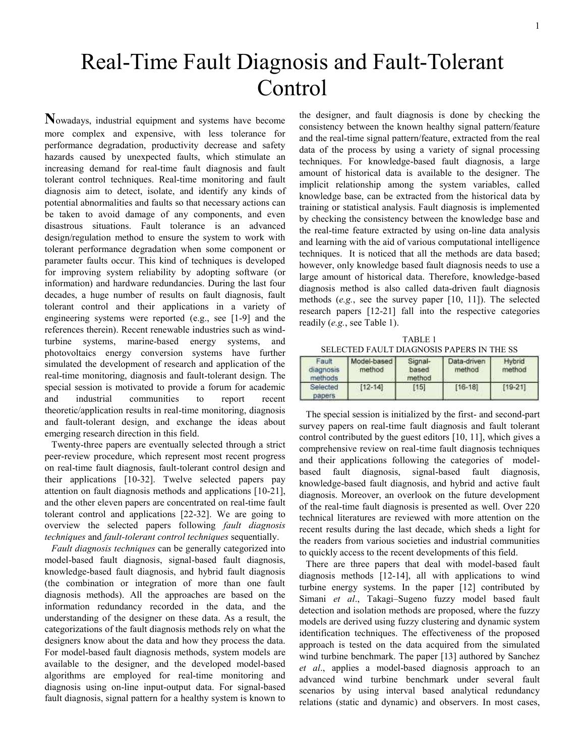# Real-Time Fault Diagnosis and Fault-Tolerant Control

Nowadays, industrial equipment and systems have become more complex and expensive, with less tolerance for performance degradation, productivity decrease and safety hazards caused by unexpected faults, which stimulate an increasing demand for real-time fault diagnosis and fault tolerant control techniques. Real-time monitoring and fault diagnosis aim to detect, isolate, and identify any kinds of potential abnormalities and faults so that necessary actions can be taken to avoid damage of any components, and even disastrous situations. Fault tolerance is an advanced design/regulation method to ensure the system to work with tolerant performance degradation when some component or parameter faults occur. This kind of techniques is developed for improving system reliability by adopting software (or information) and hardware redundancies. During the last four decades, a huge number of results on fault diagnosis, fault tolerant control and their applications in a variety of engineering systems were reported (e.g., see [1-9] and the references therein). Recent renewable industries such as wind-turbine systems, marine-based energy systems, and photovoltaics energy conversion systems have further simulated the development of research and application of the real-time monitoring, diagnosis and fault-tolerant design. The special session is motivated to provide a forum for academic and industrial communities to report recent theoretic/application results in real-time monitoring, diagnosis and fault-tolerant design, and exchange the ideas about emerging research direction in this field.

Twenty-three papers are eventually selected through a strict peer-review procedure, which represent most recent progress on real-time fault diagnosis, fault-tolerant control design and their applications [10-32]. Twelve selected papers pay attention on fault diagnosis methods and applications [10-21], and the other eleven papers are concentrated on real-time fault tolerant control and applications [22-32]. We are going to overview the selected papers following *fault diagnosis techniques* and *fault-tolerant control techniques* sequentially.

*Fault diagnosis techniques* can be generally categorized into model-based fault diagnosis, signal-based fault diagnosis, knowledge-based fault diagnosis, and hybrid fault diagnosis (the combination or integration of more than one fault diagnosis methods). All the approaches are based on the information redundancy recorded in the data, and the understanding of the designer on these data. As a result, the categorizations of the fault diagnosis methods rely on what the designers know about the data and how they process the data. For model-based fault diagnosis methods, system models are available to the designer, and the developed model-based algorithms are employed for real-time monitoring and diagnosis using on-line input-output data. For signal-based fault diagnosis, signal pattern for a healthy system is known to the designer, and fault diagnosis is done by checking the consistency between the known healthy signal pattern/feature and the real-time signal pattern/feature, extracted from the real data of the process by using a variety of signal processing techniques. For knowledge-based fault diagnosis, a large amount of historical data is available to the designer. The implicit relationship among the system variables, called knowledge base, can be extracted from the historical data by training or statistical analysis. Fault diagnosis is implemented by checking the consistency between the knowledge base and the real-time feature extracted by using on-line data analysis and learning with the aid of various computational intelligence techniques. It is noticed that all the methods are data based; however, only knowledge based fault diagnosis needs to use a large amount of historical data. Therefore, knowledge-based diagnosis method is also called data-driven fault diagnosis methods (*e.g.*, see the survey paper [10, 11]). The selected research papers [12-21] fall into the respective categories readily (*e.g.*, see Table 1).

TABLE 1
SELECTED FAULT DIAGNOSIS PAPERS IN THE SS

| Fault diagnosis methods | Model-based method | Signal-based method | Data-driven method | Hybrid method |
|---|---|---|---|---|
| Selected papers | [12-14] | [15] | [16-18] | [19-21] |

The special session is initialized by the first- and second-part survey papers on real-time fault diagnosis and fault tolerant control contributed by the guest editors [10, 11], which gives a comprehensive review on real-time fault diagnosis techniques and their applications following the categories of model-based fault diagnosis, signal-based fault diagnosis, knowledge-based fault diagnosis, and hybrid and active fault diagnosis. Moreover, an overlook on the future development of the real-time fault diagnosis is presented as well. Over 220 technical literatures are reviewed with more attention on the recent results during the last decade, which sheds a light for the readers from various societies and industrial communities to quickly access to the recent developments of this field.

There are three papers that deal with model-based fault diagnosis methods [12-14], all with applications to wind turbine energy systems. In the paper [12] contributed by Simani *et al*., Takagi–Sugeno fuzzy model based fault detection and isolation methods are proposed, where the fuzzy models are derived using fuzzy clustering and dynamic system identification techniques. The effectiveness of the proposed approach is tested on the data acquired from the simulated wind turbine benchmark. The paper [13] authored by Sanchez *et al*., applies a model-based diagnosis approach to an advanced wind turbine benchmark under several fault scenarios by using interval based analytical redundancy relations (static and dynamic) and observers. In most cases,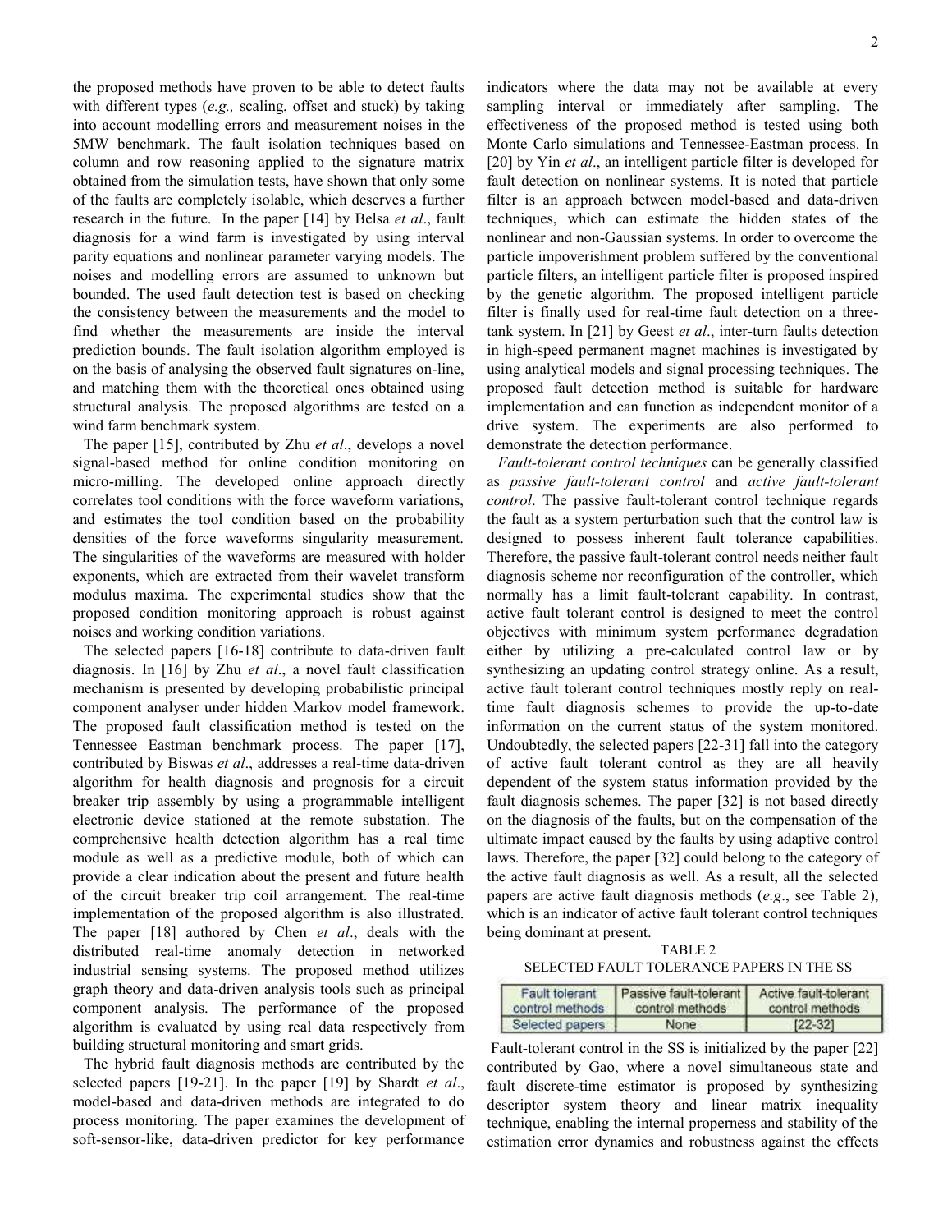the proposed methods have proven to be able to detect faults with different types (*e.g.,* scaling, offset and stuck) by taking into account modelling errors and measurement noises in the 5MW benchmark. The fault isolation techniques based on column and row reasoning applied to the signature matrix obtained from the simulation tests, have shown that only some of the faults are completely isolable, which deserves a further research in the future. In the paper [14] by Belsa *et al*., fault diagnosis for a wind farm is investigated by using interval parity equations and nonlinear parameter varying models. The noises and modelling errors are assumed to unknown but bounded. The used fault detection test is based on checking the consistency between the measurements and the model to find whether the measurements are inside the interval prediction bounds. The fault isolation algorithm employed is on the basis of analysing the observed fault signatures on-line, and matching them with the theoretical ones obtained using structural analysis. The proposed algorithms are tested on a wind farm benchmark system.

The paper [15], contributed by Zhu *et al*., develops a novel signal-based method for online condition monitoring on micro-milling. The developed online approach directly correlates tool conditions with the force waveform variations, and estimates the tool condition based on the probability densities of the force waveforms singularity measurement. The singularities of the waveforms are measured with holder exponents, which are extracted from their wavelet transform modulus maxima. The experimental studies show that the proposed condition monitoring approach is robust against noises and working condition variations.

The selected papers [16-18] contribute to data-driven fault diagnosis. In [16] by Zhu *et al*., a novel fault classification mechanism is presented by developing probabilistic principal component analyser under hidden Markov model framework. The proposed fault classification method is tested on the Tennessee Eastman benchmark process. The paper [17], contributed by Biswas *et al*., addresses a real-time data-driven algorithm for health diagnosis and prognosis for a circuit breaker trip assembly by using a programmable intelligent electronic device stationed at the remote substation. The comprehensive health detection algorithm has a real time module as well as a predictive module, both of which can provide a clear indication about the present and future health of the circuit breaker trip coil arrangement. The real-time implementation of the proposed algorithm is also illustrated. The paper [18] authored by Chen *et al*., deals with the distributed real-time anomaly detection in networked industrial sensing systems. The proposed method utilizes graph theory and data-driven analysis tools such as principal component analysis. The performance of the proposed algorithm is evaluated by using real data respectively from building structural monitoring and smart grids.

The hybrid fault diagnosis methods are contributed by the selected papers [19-21]. In the paper [19] by Shardt *et al*., model-based and data-driven methods are integrated to do process monitoring. The paper examines the development of soft-sensor-like, data-driven predictor for key performance indicators where the data may not be available at every sampling interval or immediately after sampling. The effectiveness of the proposed method is tested using both Monte Carlo simulations and Tennessee-Eastman process. In [20] by Yin *et al*., an intelligent particle filter is developed for fault detection on nonlinear systems. It is noted that particle filter is an approach between model-based and data-driven techniques, which can estimate the hidden states of the nonlinear and non-Gaussian systems. In order to overcome the particle impoverishment problem suffered by the conventional particle filters, an intelligent particle filter is proposed inspired by the genetic algorithm. The proposed intelligent particle filter is finally used for real-time fault detection on a three-tank system. In [21] by Geest *et al*., inter-turn faults detection in high-speed permanent magnet machines is investigated by using analytical models and signal processing techniques. The proposed fault detection method is suitable for hardware implementation and can function as independent monitor of a drive system. The experiments are also performed to demonstrate the detection performance.

*Fault-tolerant control techniques* can be generally classified as *passive fault-tolerant control* and *active fault-tolerant control*. The passive fault-tolerant control technique regards the fault as a system perturbation such that the control law is designed to possess inherent fault tolerance capabilities. Therefore, the passive fault-tolerant control needs neither fault diagnosis scheme nor reconfiguration of the controller, which normally has a limit fault-tolerant capability. In contrast, active fault tolerant control is designed to meet the control objectives with minimum system performance degradation either by utilizing a pre-calculated control law or by synthesizing an updating control strategy online. As a result, active fault tolerant control techniques mostly reply on real-time fault diagnosis schemes to provide the up-to-date information on the current status of the system monitored. Undoubtedly, the selected papers [22-31] fall into the category of active fault tolerant control as they are all heavily dependent of the system status information provided by the fault diagnosis schemes. The paper [32] is not based directly on the diagnosis of the faults, but on the compensation of the ultimate impact caused by the faults by using adaptive control laws. Therefore, the paper [32] could belong to the category of the active fault diagnosis as well. As a result, all the selected papers are active fault diagnosis methods (*e.g*., see Table 2), which is an indicator of active fault tolerant control techniques being dominant at present.

TABLE 2
SELECTED FAULT TOLERANCE PAPERS IN THE SS

| Fault tolerant control methods | Passive fault-tolerant control methods | Active fault-tolerant control methods |
|---|---|---|
| Selected papers | None | [22-32] |

Fault-tolerant control in the SS is initialized by the paper [22] contributed by Gao, where a novel simultaneous state and fault discrete-time estimator is proposed by synthesizing descriptor system theory and linear matrix inequality technique, enabling the internal properness and stability of the estimation error dynamics and robustness against the effects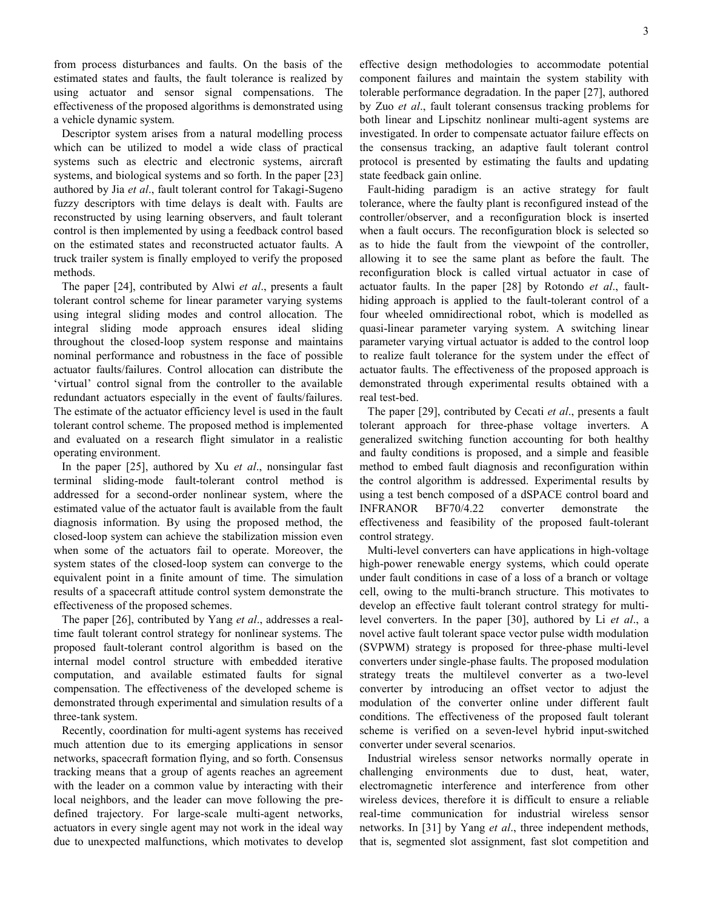from process disturbances and faults. On the basis of the estimated states and faults, the fault tolerance is realized by using actuator and sensor signal compensations. The effectiveness of the proposed algorithms is demonstrated using a vehicle dynamic system.

Descriptor system arises from a natural modelling process which can be utilized to model a wide class of practical systems such as electric and electronic systems, aircraft systems, and biological systems and so forth. In the paper [23] authored by Jia *et al*., fault tolerant control for Takagi-Sugeno fuzzy descriptors with time delays is dealt with. Faults are reconstructed by using learning observers, and fault tolerant control is then implemented by using a feedback control based on the estimated states and reconstructed actuator faults. A truck trailer system is finally employed to verify the proposed methods.

The paper [24], contributed by Alwi *et al*., presents a fault tolerant control scheme for linear parameter varying systems using integral sliding modes and control allocation. The integral sliding mode approach ensures ideal sliding throughout the closed-loop system response and maintains nominal performance and robustness in the face of possible actuator faults/failures. Control allocation can distribute the 'virtual' control signal from the controller to the available redundant actuators especially in the event of faults/failures. The estimate of the actuator efficiency level is used in the fault tolerant control scheme. The proposed method is implemented and evaluated on a research flight simulator in a realistic operating environment.

In the paper [25], authored by Xu *et al*., nonsingular fast terminal sliding-mode fault-tolerant control method is addressed for a second-order nonlinear system, where the estimated value of the actuator fault is available from the fault diagnosis information. By using the proposed method, the closed-loop system can achieve the stabilization mission even when some of the actuators fail to operate. Moreover, the system states of the closed-loop system can converge to the equivalent point in a finite amount of time. The simulation results of a spacecraft attitude control system demonstrate the effectiveness of the proposed schemes.

The paper [26], contributed by Yang *et al*., addresses a real-time fault tolerant control strategy for nonlinear systems. The proposed fault-tolerant control algorithm is based on the internal model control structure with embedded iterative computation, and available estimated faults for signal compensation. The effectiveness of the developed scheme is demonstrated through experimental and simulation results of a three-tank system.

Recently, coordination for multi-agent systems has received much attention due to its emerging applications in sensor networks, spacecraft formation flying, and so forth. Consensus tracking means that a group of agents reaches an agreement with the leader on a common value by interacting with their local neighbors, and the leader can move following the pre-defined trajectory. For large-scale multi-agent networks, actuators in every single agent may not work in the ideal way due to unexpected malfunctions, which motivates to develop effective design methodologies to accommodate potential component failures and maintain the system stability with tolerable performance degradation. In the paper [27], authored by Zuo *et al*., fault tolerant consensus tracking problems for both linear and Lipschitz nonlinear multi-agent systems are investigated. In order to compensate actuator failure effects on the consensus tracking, an adaptive fault tolerant control protocol is presented by estimating the faults and updating state feedback gain online.

Fault-hiding paradigm is an active strategy for fault tolerance, where the faulty plant is reconfigured instead of the controller/observer, and a reconfiguration block is inserted when a fault occurs. The reconfiguration block is selected so as to hide the fault from the viewpoint of the controller, allowing it to see the same plant as before the fault. The reconfiguration block is called virtual actuator in case of actuator faults. In the paper [28] by Rotondo *et al*., fault-hiding approach is applied to the fault-tolerant control of a four wheeled omnidirectional robot, which is modelled as quasi-linear parameter varying system. A switching linear parameter varying virtual actuator is added to the control loop to realize fault tolerance for the system under the effect of actuator faults. The effectiveness of the proposed approach is demonstrated through experimental results obtained with a real test-bed.

The paper [29], contributed by Cecati *et al*., presents a fault tolerant approach for three-phase voltage inverters. A generalized switching function accounting for both healthy and faulty conditions is proposed, and a simple and feasible method to embed fault diagnosis and reconfiguration within the control algorithm is addressed. Experimental results by using a test bench composed of a dSPACE control board and INFRANOR BF70/4.22 converter demonstrate the effectiveness and feasibility of the proposed fault-tolerant control strategy.

Multi-level converters can have applications in high-voltage high-power renewable energy systems, which could operate under fault conditions in case of a loss of a branch or voltage cell, owing to the multi-branch structure. This motivates to develop an effective fault tolerant control strategy for multi-level converters. In the paper [30], authored by Li *et al*., a novel active fault tolerant space vector pulse width modulation (SVPWM) strategy is proposed for three-phase multi-level converters under single-phase faults. The proposed modulation strategy treats the multilevel converter as a two-level converter by introducing an offset vector to adjust the modulation of the converter online under different fault conditions. The effectiveness of the proposed fault tolerant scheme is verified on a seven-level hybrid input-switched converter under several scenarios.

Industrial wireless sensor networks normally operate in challenging environments due to dust, heat, water, electromagnetic interference and interference from other wireless devices, therefore it is difficult to ensure a reliable real-time communication for industrial wireless sensor networks. In [31] by Yang *et al*., three independent methods, that is, segmented slot assignment, fast slot competition and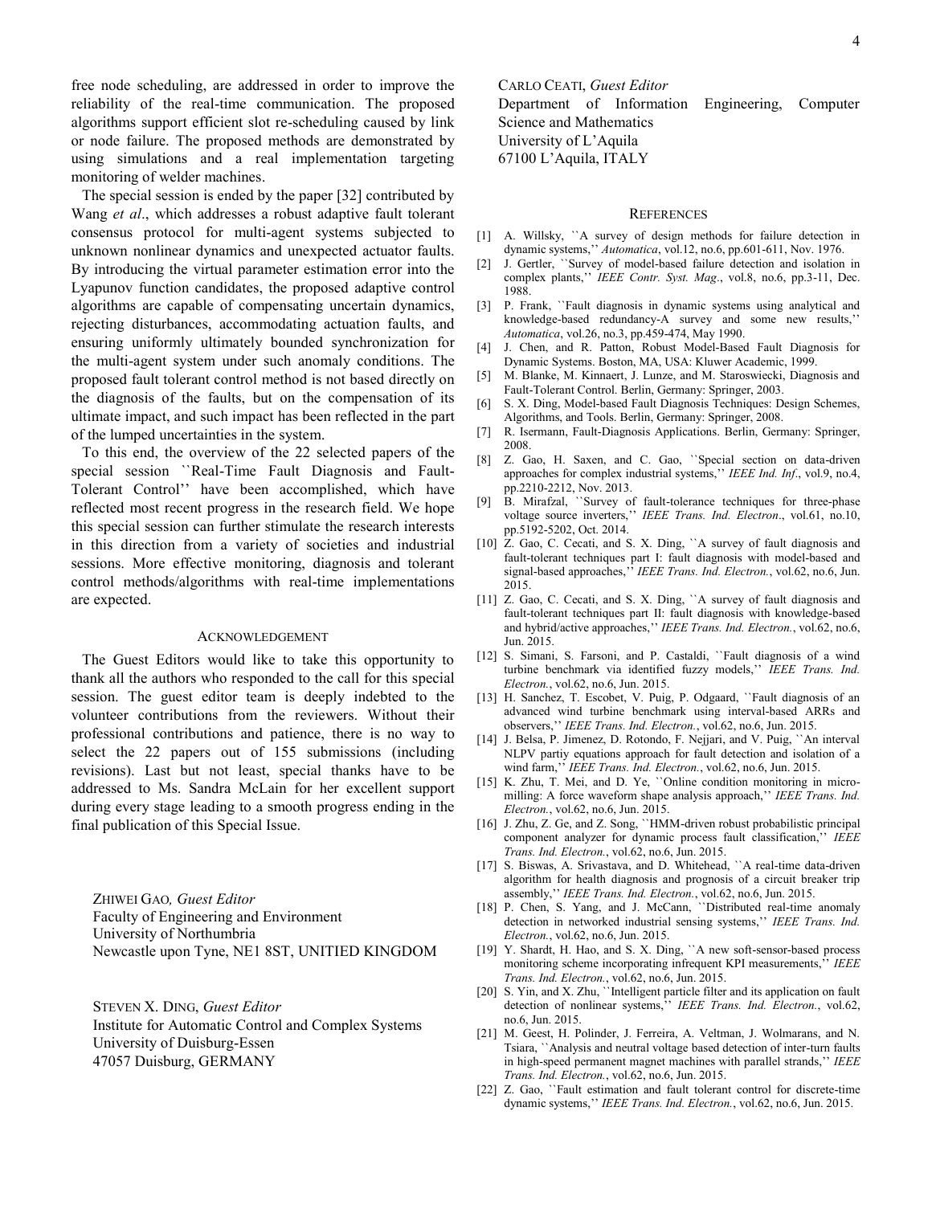free node scheduling, are addressed in order to improve the reliability of the real-time communication. The proposed algorithms support efficient slot re-scheduling caused by link or node failure. The proposed methods are demonstrated by using simulations and a real implementation targeting monitoring of welder machines.

The special session is ended by the paper [32] contributed by Wang *et al*., which addresses a robust adaptive fault tolerant consensus protocol for multi-agent systems subjected to unknown nonlinear dynamics and unexpected actuator faults. By introducing the virtual parameter estimation error into the Lyapunov function candidates, the proposed adaptive control algorithms are capable of compensating uncertain dynamics, rejecting disturbances, accommodating actuation faults, and ensuring uniformly ultimately bounded synchronization for the multi-agent system under such anomaly conditions. The proposed fault tolerant control method is not based directly on the diagnosis of the faults, but on the compensation of its ultimate impact, and such impact has been reflected in the part of the lumped uncertainties in the system.

To this end, the overview of the 22 selected papers of the special session ``Real-Time Fault Diagnosis and Fault-Tolerant Control'' have been accomplished, which have reflected most recent progress in the research field. We hope this special session can further stimulate the research interests in this direction from a variety of societies and industrial sessions. More effective monitoring, diagnosis and tolerant control methods/algorithms with real-time implementations are expected.

## Acknowledgement

The Guest Editors would like to take this opportunity to thank all the authors who responded to the call for this special session. The guest editor team is deeply indebted to the volunteer contributions from the reviewers. Without their professional contributions and patience, there is no way to select the 22 papers out of 155 submissions (including revisions). Last but not least, special thanks have to be addressed to Ms. Sandra McLain for her excellent support during every stage leading to a smooth progress ending in the final publication of this Special Issue.

ZHIWEI GAO, *Guest Editor*
Faculty of Engineering and Environment
University of Northumbria
Newcastle upon Tyne, NE1 8ST, UNITIED KINGDOM

STEVEN X. DING, *Guest Editor*
Institute for Automatic Control and Complex Systems
University of Duisburg-Essen
47057 Duisburg, GERMANY

CARLO CEATI, *Guest Editor*
Department of Information Engineering, Computer Science and Mathematics
University of L'Aquila
67100 L'Aquila, ITALY

## References

[1] A. Willsky, ``A survey of design methods for failure detection in dynamic systems,'' *Automatica*, vol.12, no.6, pp.601-611, Nov. 1976.

[2] J. Gertler, ``Survey of model-based failure detection and isolation in complex plants,'' *IEEE Contr. Syst. Mag*., vol.8, no.6, pp.3-11, Dec. 1988.

[3] P. Frank, ``Fault diagnosis in dynamic systems using analytical and knowledge-based redundancy-A survey and some new results,'' *Automatica*, vol.26, no.3, pp.459-474, May 1990.

[4] J. Chen, and R. Patton, Robust Model-Based Fault Diagnosis for Dynamic Systems. Boston, MA, USA: Kluwer Academic, 1999.

[5] M. Blanke, M. Kinnaert, J. Lunze, and M. Staroswiecki, Diagnosis and Fault-Tolerant Control. Berlin, Germany: Springer, 2003.

[6] S. X. Ding, Model-based Fault Diagnosis Techniques: Design Schemes, Algorithms, and Tools. Berlin, Germany: Springer, 2008.

[7] R. Isermann, Fault-Diagnosis Applications. Berlin, Germany: Springer, 2008.

[8] Z. Gao, H. Saxen, and C. Gao, ``Special section on data-driven approaches for complex industrial systems,'' *IEEE Ind. Inf*., vol.9, no.4, pp.2210-2212, Nov. 2013.

[9] B. Mirafzal, ``Survey of fault-tolerance techniques for three-phase voltage source inverters,'' *IEEE Trans. Ind. Electron*., vol.61, no.10, pp.5192-5202, Oct. 2014.

[10] Z. Gao, C. Cecati, and S. X. Ding, ``A survey of fault diagnosis and fault-tolerant techniques part I: fault diagnosis with model-based and signal-based approaches,'' *IEEE Trans. Ind. Electron.*, vol.62, no.6, Jun. 2015.

[11] Z. Gao, C. Cecati, and S. X. Ding, ``A survey of fault diagnosis and fault-tolerant techniques part II: fault diagnosis with knowledge-based and hybrid/active approaches,'' *IEEE Trans. Ind. Electron.*, vol.62, no.6, Jun. 2015.

[12] S. Simani, S. Farsoni, and P. Castaldi, ``Fault diagnosis of a wind turbine benchmark via identified fuzzy models,'' *IEEE Trans. Ind. Electron.*, vol.62, no.6, Jun. 2015.

[13] H. Sanchez, T. Escobet, V. Puig, P. Odgaard, ``Fault diagnosis of an advanced wind turbine benchmark using interval-based ARRs and observers,'' *IEEE Trans. Ind. Electron.*, vol.62, no.6, Jun. 2015.

[14] J. Belsa, P. Jimenez, D. Rotondo, F. Nejjari, and V. Puig, ``An interval NLPV partiy equations approach for fault detection and isolation of a wind farm,'' *IEEE Trans. Ind. Electron.*, vol.62, no.6, Jun. 2015.

[15] K. Zhu, T. Mei, and D. Ye, ``Online condition monitoring in micro-milling: A force waveform shape analysis approach,'' *IEEE Trans. Ind. Electron.*, vol.62, no.6, Jun. 2015.

[16] J. Zhu, Z. Ge, and Z. Song, ``HMM-driven robust probabilistic principal component analyzer for dynamic process fault classification,'' *IEEE Trans. Ind. Electron.*, vol.62, no.6, Jun. 2015.

[17] S. Biswas, A. Srivastava, and D. Whitehead, ``A real-time data-driven algorithm for health diagnosis and prognosis of a circuit breaker trip assembly,'' *IEEE Trans. Ind. Electron.*, vol.62, no.6, Jun. 2015.

[18] P. Chen, S. Yang, and J. McCann, ``Distributed real-time anomaly detection in networked industrial sensing systems,'' *IEEE Trans. Ind. Electron.*, vol.62, no.6, Jun. 2015.

[19] Y. Shardt, H. Hao, and S. X. Ding, ``A new soft-sensor-based process monitoring scheme incorporating infrequent KPI measurements,'' *IEEE Trans. Ind. Electron.*, vol.62, no.6, Jun. 2015.

[20] S. Yin, and X. Zhu, ``Intelligent particle filter and its application on fault detection of nonlinear systems,'' *IEEE Trans. Ind. Electron.*, vol.62, no.6, Jun. 2015.

[21] M. Geest, H. Polinder, J. Ferreira, A. Veltman, J. Wolmarans, and N. Tsiara, ``Analysis and neutral voltage based detection of inter-turn faults in high-speed permanent magnet machines with parallel strands,'' *IEEE Trans. Ind. Electron.*, vol.62, no.6, Jun. 2015.

[22] Z. Gao, ``Fault estimation and fault tolerant control for discrete-time dynamic systems,'' *IEEE Trans. Ind. Electron.*, vol.62, no.6, Jun. 2015.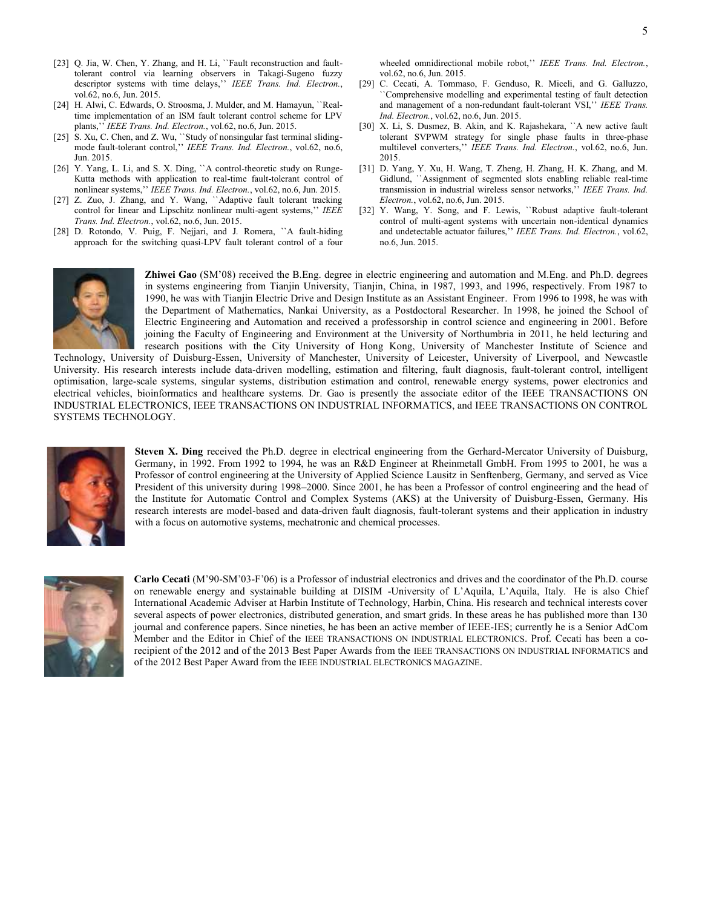[23] Q. Jia, W. Chen, Y. Zhang, and H. Li, ``Fault reconstruction and fault-tolerant control via learning observers in Takagi-Sugeno fuzzy descriptor systems with time delays,'' *IEEE Trans. Ind. Electron.*, vol.62, no.6, Jun. 2015.

[24] H. Alwi, C. Edwards, O. Stroosma, J. Mulder, and M. Hamayun, ``Real-time implementation of an ISM fault tolerant control scheme for LPV plants,'' *IEEE Trans. Ind. Electron.*, vol.62, no.6, Jun. 2015.

[25] S. Xu, C. Chen, and Z. Wu, ``Study of nonsingular fast terminal sliding-mode fault-tolerant control,'' *IEEE Trans. Ind. Electron.*, vol.62, no.6, Jun. 2015.

[26] Y. Yang, L. Li, and S. X. Ding, ``A control-theoretic study on Runge-Kutta methods with application to real-time fault-tolerant control of nonlinear systems,'' *IEEE Trans. Ind. Electron.*, vol.62, no.6, Jun. 2015.

[27] Z. Zuo, J. Zhang, and Y. Wang, ``Adaptive fault tolerant tracking control for linear and Lipschitz nonlinear multi-agent systems,'' *IEEE Trans. Ind. Electron.*, vol.62, no.6, Jun. 2015.

[28] D. Rotondo, V. Puig, F. Nejjari, and J. Romera, ``A fault-hiding approach for the switching quasi-LPV fault tolerant control of a four wheeled omnidirectional mobile robot,'' *IEEE Trans. Ind. Electron.*, vol.62, no.6, Jun. 2015.

[29] C. Cecati, A. Tommaso, F. Genduso, R. Miceli, and G. Galluzzo, ``Comprehensive modelling and experimental testing of fault detection and management of a non-redundant fault-tolerant VSI,'' *IEEE Trans. Ind. Electron.*, vol.62, no.6, Jun. 2015.

[30] X. Li, S. Dusmez, B. Akin, and K. Rajashekara, ``A new active fault tolerant SVPWM strategy for single phase faults in three-phase multilevel converters,'' *IEEE Trans. Ind. Electron.*, vol.62, no.6, Jun. 2015.

[31] D. Yang, Y. Xu, H. Wang, T. Zheng, H. Zhang, H. K. Zhang, and M. Gidlund, ``Assignment of segmented slots enabling reliable real-time transmission in industrial wireless sensor networks,'' *IEEE Trans. Ind. Electron.*, vol.62, no.6, Jun. 2015.

[32] Y. Wang, Y. Song, and F. Lewis, ``Robust adaptive fault-tolerant control of multi-agent systems with uncertain non-identical dynamics and undetectable actuator failures,'' *IEEE Trans. Ind. Electron.*, vol.62, no.6, Jun. 2015.

**Zhiwei Gao** (SM'08) received the B.Eng. degree in electric engineering and automation and M.Eng. and Ph.D. degrees in systems engineering from Tianjin University, Tianjin, China, in 1987, 1993, and 1996, respectively. From 1987 to 1990, he was with Tianjin Electric Drive and Design Institute as an Assistant Engineer. From 1996 to 1998, he was with the Department of Mathematics, Nankai University, as a Postdoctoral Researcher. In 1998, he joined the School of Electric Engineering and Automation and received a professorship in control science and engineering in 2001. Before joining the Faculty of Engineering and Environment at the University of Northumbria in 2011, he held lecturing and research positions with the City University of Hong Kong, University of Manchester Institute of Science and Technology, University of Duisburg-Essen, University of Manchester, University of Leicester, University of Liverpool, and Newcastle University. His research interests include data-driven modelling, estimation and filtering, fault diagnosis, fault-tolerant control, intelligent optimisation, large-scale systems, singular systems, distribution estimation and control, renewable energy systems, power electronics and electrical vehicles, bioinformatics and healthcare systems. Dr. Gao is presently the associate editor of the IEEE TRANSACTIONS ON INDUSTRIAL ELECTRONICS, IEEE TRANSACTIONS ON INDUSTRIAL INFORMATICS, and IEEE TRANSACTIONS ON CONTROL SYSTEMS TECHNOLOGY.

**Steven X. Ding** received the Ph.D. degree in electrical engineering from the Gerhard-Mercator University of Duisburg, Germany, in 1992. From 1992 to 1994, he was an R&D Engineer at Rheinmetall GmbH. From 1995 to 2001, he was a Professor of control engineering at the University of Applied Science Lausitz in Senftenberg, Germany, and served as Vice President of this university during 1998–2000. Since 2001, he has been a Professor of control engineering and the head of the Institute for Automatic Control and Complex Systems (AKS) at the University of Duisburg-Essen, Germany. His research interests are model-based and data-driven fault diagnosis, fault-tolerant systems and their application in industry with a focus on automotive systems, mechatronic and chemical processes.

**Carlo Cecati** (M'90-SM'03-F'06) is a Professor of industrial electronics and drives and the coordinator of the Ph.D. course on renewable energy and systainable building at DISIM -University of L'Aquila, L'Aquila, Italy. He is also Chief International Academic Adviser at Harbin Institute of Technology, Harbin, China. His research and technical interests cover several aspects of power electronics, distributed generation, and smart grids. In these areas he has published more than 130 journal and conference papers. Since nineties, he has been an active member of IEEE-IES; currently he is a Senior AdCom Member and the Editor in Chief of the IEEE TRANSACTIONS ON INDUSTRIAL ELECTRONICS. Prof. Cecati has been a co-recipient of the 2012 and of the 2013 Best Paper Awards from the IEEE TRANSACTIONS ON INDUSTRIAL INFORMATICS and of the 2012 Best Paper Award from the IEEE INDUSTRIAL ELECTRONICS MAGAZINE.